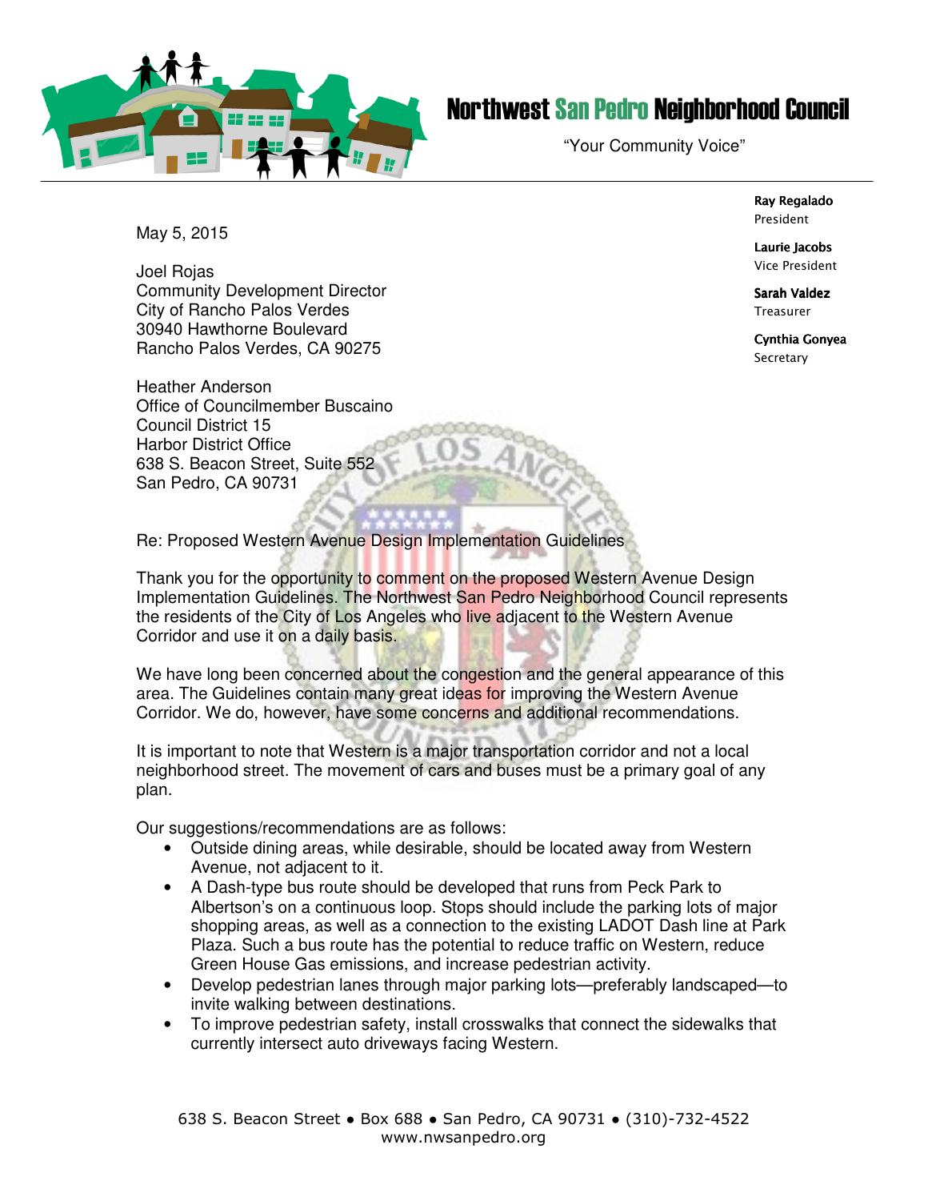# Northwest San Pedro Neighborhood Council

"Your Community Voice"

**Ray Regalado**
President

**Laurie Jacobs**
Vice President

**Sarah Valdez**
Treasurer

**Cynthia Gonyea**
Secretary

May 5, 2015

Joel Rojas
Community Development Director
City of Rancho Palos Verdes
30940 Hawthorne Boulevard
Rancho Palos Verdes, CA 90275

Heather Anderson
Office of Councilmember Buscaino
Council District 15
Harbor District Office
638 S. Beacon Street, Suite 552
San Pedro, CA 90731

Re: Proposed Western Avenue Design Implementation Guidelines

Thank you for the opportunity to comment on the proposed Western Avenue Design Implementation Guidelines. The Northwest San Pedro Neighborhood Council represents the residents of the City of Los Angeles who live adjacent to the Western Avenue Corridor and use it on a daily basis.

We have long been concerned about the congestion and the general appearance of this area. The Guidelines contain many great ideas for improving the Western Avenue Corridor. We do, however, have some concerns and additional recommendations.

It is important to note that Western is a major transportation corridor and not a local neighborhood street. The movement of cars and buses must be a primary goal of any plan.

Our suggestions/recommendations are as follows:

- Outside dining areas, while desirable, should be located away from Western Avenue, not adjacent to it.
- A Dash-type bus route should be developed that runs from Peck Park to Albertson's on a continuous loop. Stops should include the parking lots of major shopping areas, as well as a connection to the existing LADOT Dash line at Park Plaza. Such a bus route has the potential to reduce traffic on Western, reduce Green House Gas emissions, and increase pedestrian activity.
- Develop pedestrian lanes through major parking lots—preferably landscaped—to invite walking between destinations.
- To improve pedestrian safety, install crosswalks that connect the sidewalks that currently intersect auto driveways facing Western.

638 S. Beacon Street • Box 688 • San Pedro, CA 90731 • (310)-732-4522
www.nwsanpedro.org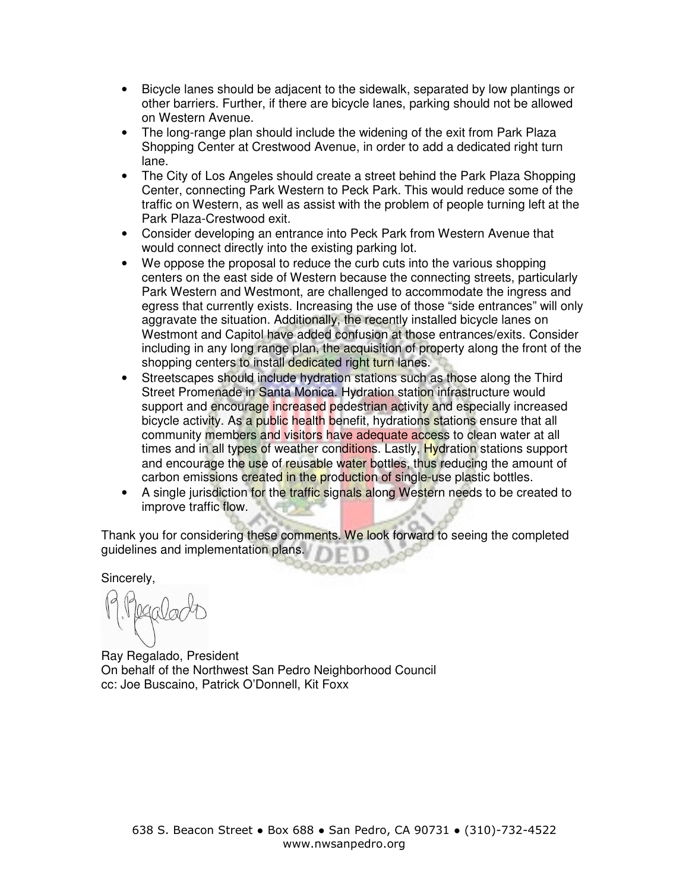- Bicycle lanes should be adjacent to the sidewalk, separated by low plantings or other barriers. Further, if there are bicycle lanes, parking should not be allowed on Western Avenue.
- The long-range plan should include the widening of the exit from Park Plaza Shopping Center at Crestwood Avenue, in order to add a dedicated right turn lane.
- The City of Los Angeles should create a street behind the Park Plaza Shopping Center, connecting Park Western to Peck Park. This would reduce some of the traffic on Western, as well as assist with the problem of people turning left at the Park Plaza-Crestwood exit.
- Consider developing an entrance into Peck Park from Western Avenue that would connect directly into the existing parking lot.
- We oppose the proposal to reduce the curb cuts into the various shopping centers on the east side of Western because the connecting streets, particularly Park Western and Westmont, are challenged to accommodate the ingress and egress that currently exists. Increasing the use of those "side entrances" will only aggravate the situation. Additionally, the recently installed bicycle lanes on Westmont and Capitol have added confusion at those entrances/exits. Consider including in any long range plan, the acquisition of property along the front of the shopping centers to install dedicated right turn lanes.
- Streetscapes should include hydration stations such as those along the Third Street Promenade in Santa Monica. Hydration station infrastructure would support and encourage increased pedestrian activity and especially increased bicycle activity. As a public health benefit, hydrations stations ensure that all community members and visitors have adequate access to clean water at all times and in all types of weather conditions. Lastly, Hydration stations support and encourage the use of reusable water bottles, thus reducing the amount of carbon emissions created in the production of single-use plastic bottles.
- A single jurisdiction for the traffic signals along Western needs to be created to improve traffic flow.

Thank you for considering these comments. We look forward to seeing the completed guidelines and implementation plans.

Sincerely,

R. Regalado

Ray Regalado, President
On behalf of the Northwest San Pedro Neighborhood Council
cc: Joe Buscaino, Patrick O'Donnell, Kit Foxx

638 S. Beacon Street ● Box 688 ● San Pedro, CA 90731 ● (310)-732-4522
www.nwsanpedro.org